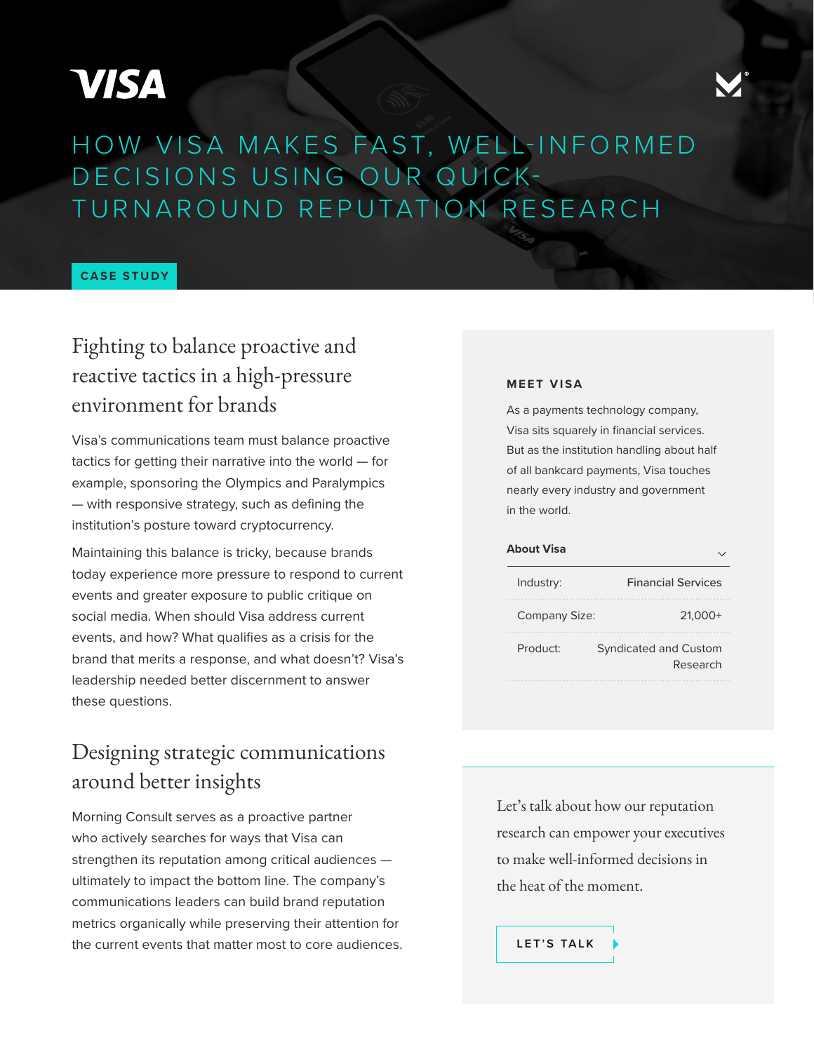VISA

# HOW VISA MAKES FAST, WELL-INFORMED DECISIONS USING OUR QUICK-TURNAROUND REPUTATION RESEARCH

CASE STUDY

## Fighting to balance proactive and reactive tactics in a high-pressure environment for brands

Visa's communications team must balance proactive tactics for getting their narrative into the world — for example, sponsoring the Olympics and Paralympics — with responsive strategy, such as defining the institution's posture toward cryptocurrency.

Maintaining this balance is tricky, because brands today experience more pressure to respond to current events and greater exposure to public critique on social media. When should Visa address current events, and how? What qualifies as a crisis for the brand that merits a response, and what doesn't? Visa's leadership needed better discernment to answer these questions.

## Designing strategic communications around better insights

Morning Consult serves as a proactive partner who actively searches for ways that Visa can strengthen its reputation among critical audiences — ultimately to impact the bottom line. The company's communications leaders can build brand reputation metrics organically while preserving their attention for the current events that matter most to core audiences.

### MEET VISA

As a payments technology company, Visa sits squarely in financial services. But as the institution handling about half of all bankcard payments, Visa touches nearly every industry and government in the world.

**About Visa**

| | |
|---|---|
| Industry: | Financial Services |
| Company Size: | 21,000+ |
| Product: | Syndicated and Custom Research |

Let's talk about how our reputation research can empower your executives to make well-informed decisions in the heat of the moment.

LET'S TALK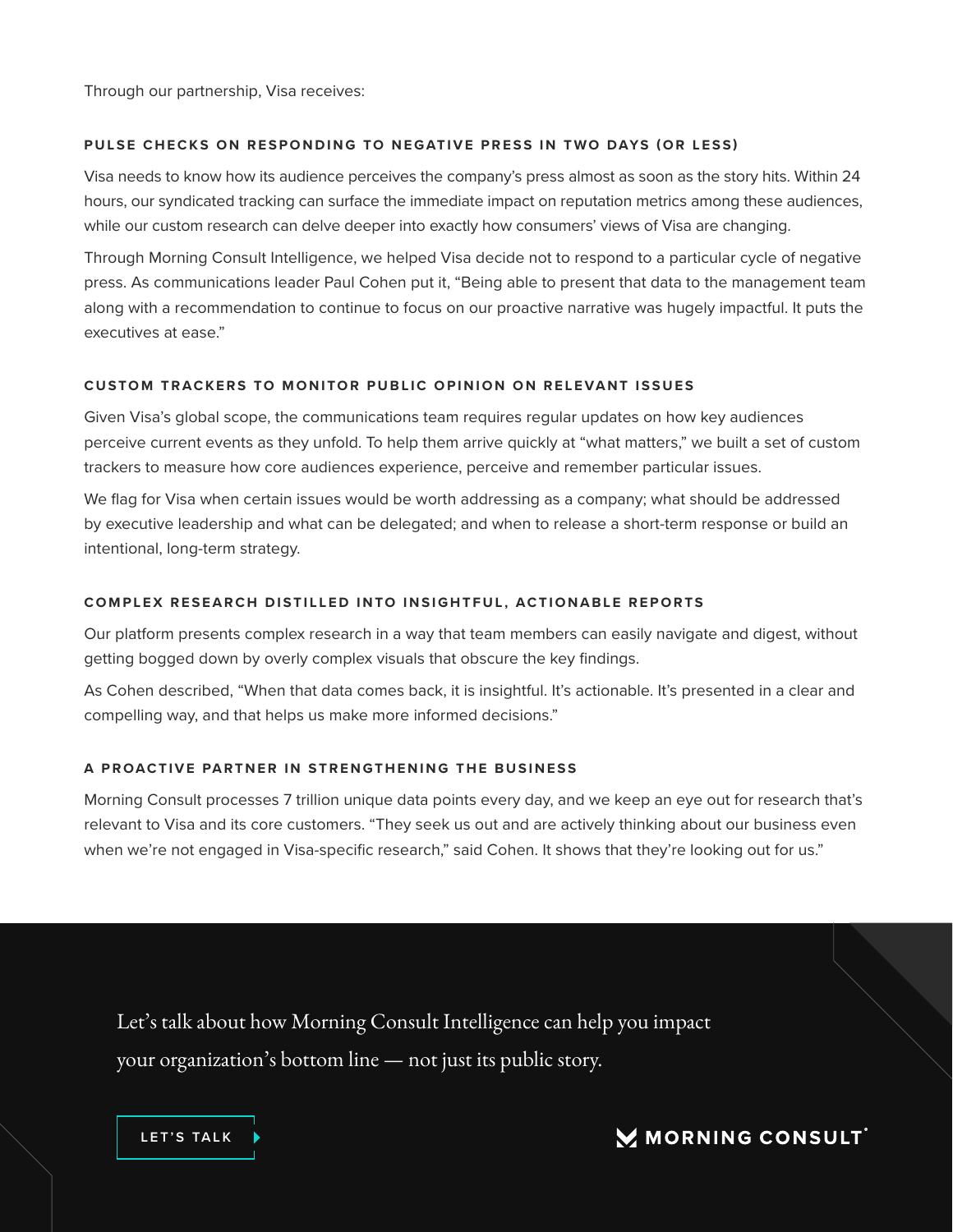Through our partnership, Visa receives:

### PULSE CHECKS ON RESPONDING TO NEGATIVE PRESS IN TWO DAYS (OR LESS)

Visa needs to know how its audience perceives the company's press almost as soon as the story hits. Within 24 hours, our syndicated tracking can surface the immediate impact on reputation metrics among these audiences, while our custom research can delve deeper into exactly how consumers' views of Visa are changing.

Through Morning Consult Intelligence, we helped Visa decide not to respond to a particular cycle of negative press. As communications leader Paul Cohen put it, "Being able to present that data to the management team along with a recommendation to continue to focus on our proactive narrative was hugely impactful. It puts the executives at ease."

### CUSTOM TRACKERS TO MONITOR PUBLIC OPINION ON RELEVANT ISSUES

Given Visa's global scope, the communications team requires regular updates on how key audiences perceive current events as they unfold. To help them arrive quickly at "what matters," we built a set of custom trackers to measure how core audiences experience, perceive and remember particular issues.

We flag for Visa when certain issues would be worth addressing as a company; what should be addressed by executive leadership and what can be delegated; and when to release a short-term response or build an intentional, long-term strategy.

### COMPLEX RESEARCH DISTILLED INTO INSIGHTFUL, ACTIONABLE REPORTS

Our platform presents complex research in a way that team members can easily navigate and digest, without getting bogged down by overly complex visuals that obscure the key findings.

As Cohen described, "When that data comes back, it is insightful. It's actionable. It's presented in a clear and compelling way, and that helps us make more informed decisions."

### A PROACTIVE PARTNER IN STRENGTHENING THE BUSINESS

Morning Consult processes 7 trillion unique data points every day, and we keep an eye out for research that's relevant to Visa and its core customers. "They seek us out and are actively thinking about our business even when we're not engaged in Visa-specific research," said Cohen. It shows that they're looking out for us."

Let's talk about how Morning Consult Intelligence can help you impact your organization's bottom line — not just its public story.

LET'S TALK

MORNING CONSULT